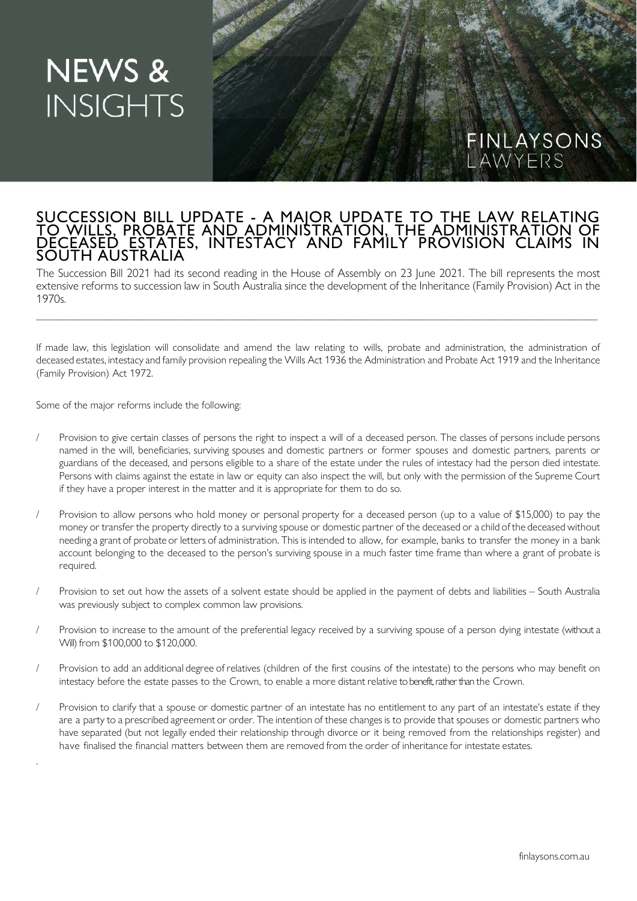# NEWS & INSIGHTS

FINLAYSONS LAWYERS

## SUCCESSION BILL UPDATE - A MAJOR UPDATE TO THE LAW RELATING TO WILLS, PROBATE AND ADMINISTRATION, THE ADMINISTRATION OF DECEASED ESTATES, INTESTACY AND FAMILY PROVISION CLAIMS IN SOUTH AUSTRALIA

The Succession Bill 2021 had its second reading in the House of Assembly on 23 June 2021. The bill represents the most extensive reforms to succession law in South Australia since the development of the Inheritance (Family Provision) Act in the 1970s.

---

If made law, this legislation will consolidate and amend the law relating to wills, probate and administration, the administration of deceased estates, intestacy and family provision repealing the Wills Act 1936 the Administration and Probate Act 1919 and the Inheritance (Family Provision) Act 1972.

Some of the major reforms include the following:

- Provision to give certain classes of persons the right to inspect a will of a deceased person. The classes of persons include persons named in the will, beneficiaries, surviving spouses and domestic partners or former spouses and domestic partners, parents or guardians of the deceased, and persons eligible to a share of the estate under the rules of intestacy had the person died intestate. Persons with claims against the estate in law or equity can also inspect the will, but only with the permission of the Supreme Court if they have a proper interest in the matter and it is appropriate for them to do so.

- Provision to allow persons who hold money or personal property for a deceased person (up to a value of $15,000) to pay the money or transfer the property directly to a surviving spouse or domestic partner of the deceased or a child of the deceased without needing a grant of probate or letters of administration. This is intended to allow, for example, banks to transfer the money in a bank account belonging to the deceased to the person's surviving spouse in a much faster time frame than where a grant of probate is required.

- Provision to set out how the assets of a solvent estate should be applied in the payment of debts and liabilities – South Australia was previously subject to complex common law provisions.

- Provision to increase to the amount of the preferential legacy received by a surviving spouse of a person dying intestate (without a Will) from $100,000 to $120,000.

- Provision to add an additional degree of relatives (children of the first cousins of the intestate) to the persons who may benefit on intestacy before the estate passes to the Crown, to enable a more distant relative to benefit, rather than the Crown.

- Provision to clarify that a spouse or domestic partner of an intestate has no entitlement to any part of an intestate's estate if they are a party to a prescribed agreement or order. The intention of these changes is to provide that spouses or domestic partners who have separated (but not legally ended their relationship through divorce or it being removed from the relationships register) and have finalised the financial matters between them are removed from the order of inheritance for intestate estates.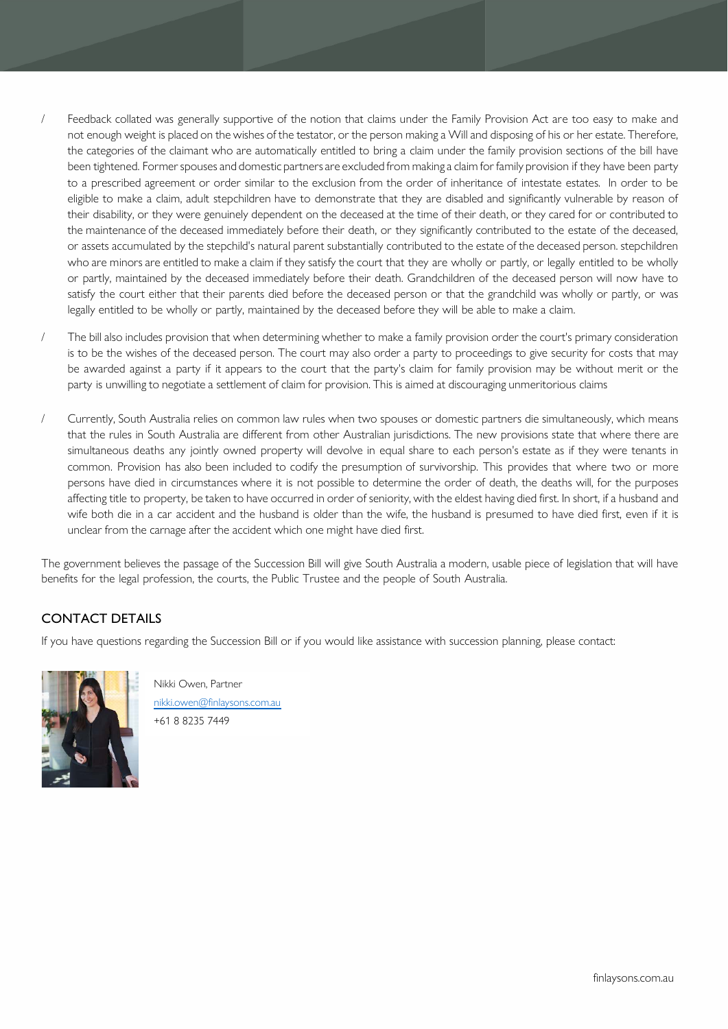- Feedback collated was generally supportive of the notion that claims under the Family Provision Act are too easy to make and not enough weight is placed on the wishes of the testator, or the person making a Will and disposing of his or her estate. Therefore, the categories of the claimant who are automatically entitled to bring a claim under the family provision sections of the bill have been tightened. Former spouses and domestic partners are excluded from making a claim for family provision if they have been party to a prescribed agreement or order similar to the exclusion from the order of inheritance of intestate estates. In order to be eligible to make a claim, adult stepchildren have to demonstrate that they are disabled and significantly vulnerable by reason of their disability, or they were genuinely dependent on the deceased at the time of their death, or they cared for or contributed to the maintenance of the deceased immediately before their death, or they significantly contributed to the estate of the deceased, or assets accumulated by the stepchild's natural parent substantially contributed to the estate of the deceased person. stepchildren who are minors are entitled to make a claim if they satisfy the court that they are wholly or partly, or legally entitled to be wholly or partly, maintained by the deceased immediately before their death. Grandchildren of the deceased person will now have to satisfy the court either that their parents died before the deceased person or that the grandchild was wholly or partly, or was legally entitled to be wholly or partly, maintained by the deceased before they will be able to make a claim.

- The bill also includes provision that when determining whether to make a family provision order the court's primary consideration is to be the wishes of the deceased person. The court may also order a party to proceedings to give security for costs that may be awarded against a party if it appears to the court that the party's claim for family provision may be without merit or the party is unwilling to negotiate a settlement of claim for provision. This is aimed at discouraging unmeritorious claims

- Currently, South Australia relies on common law rules when two spouses or domestic partners die simultaneously, which means that the rules in South Australia are different from other Australian jurisdictions. The new provisions state that where there are simultaneous deaths any jointly owned property will devolve in equal share to each person's estate as if they were tenants in common. Provision has also been included to codify the presumption of survivorship. This provides that where two or more persons have died in circumstances where it is not possible to determine the order of death, the deaths will, for the purposes affecting title to property, be taken to have occurred in order of seniority, with the eldest having died first. In short, if a husband and wife both die in a car accident and the husband is older than the wife, the husband is presumed to have died first, even if it is unclear from the carnage after the accident which one might have died first.

The government believes the passage of the Succession Bill will give South Australia a modern, usable piece of legislation that will have benefits for the legal profession, the courts, the Public Trustee and the people of South Australia.

## CONTACT DETAILS

If you have questions regarding the Succession Bill or if you would like assistance with succession planning, please contact:

Nikki Owen, Partner
nikki.owen@finlaysons.com.au
+61 8 8235 7449